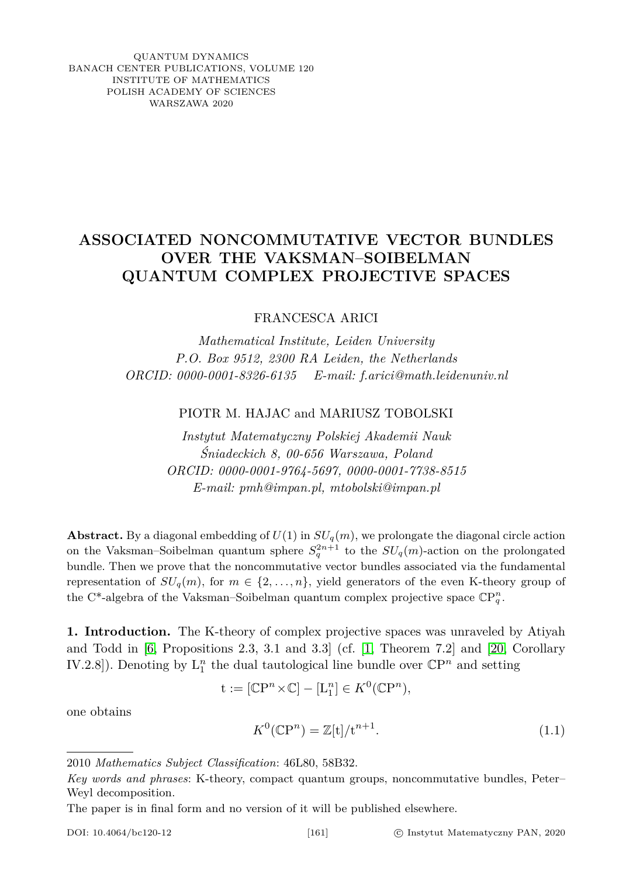QUANTUM DYNAMICS
BANACH CENTER PUBLICATIONS, VOLUME 120
INSTITUTE OF MATHEMATICS
POLISH ACADEMY OF SCIENCES
WARSZAWA 2020

# ASSOCIATED NONCOMMUTATIVE VECTOR BUNDLES OVER THE VAKSMAN–SOIBELMAN QUANTUM COMPLEX PROJECTIVE SPACES

FRANCESCA ARICI

*Mathematical Institute, Leiden University*
*P.O. Box 9512, 2300 RA Leiden, the Netherlands*
*ORCID: 0000-0001-8326-6135 E-mail: f.arici@math.leidenuniv.nl*

PIOTR M. HAJAC and MARIUSZ TOBOLSKI

*Instytut Matematyczny Polskiej Akademii Nauk*
*Śniadeckich 8, 00-656 Warszawa, Poland*
*ORCID: 0000-0001-9764-5697, 0000-0001-7738-8515*
*E-mail: pmh@impan.pl, mtobolski@impan.pl*

**Abstract.** By a diagonal embedding of $U(1)$ in $SU_q(m)$, we prolongate the diagonal circle action on the Vaksman–Soibelman quantum sphere $S_q^{2n+1}$ to the $SU_q(m)$-action on the prolongated bundle. Then we prove that the noncommutative vector bundles associated via the fundamental representation of $SU_q(m)$, for $m \in \{2, \ldots, n\}$, yield generators of the even K-theory group of the C\*-algebra of the Vaksman–Soibelman quantum complex projective space $\mathbb{CP}_q^n$.

**1. Introduction.** The K-theory of complex projective spaces was unraveled by Atiyah and Todd in [6, Propositions 2.3, 3.1 and 3.3] (cf. [1, Theorem 7.2] and [20, Corollary IV.2.8]). Denoting by $\mathrm{L}_1^n$ the dual tautological line bundle over $\mathbb{CP}^n$ and setting

$$\mathrm{t} := [\mathbb{CP}^n \times \mathbb{C}] - [\mathrm{L}_1^n] \in K^0(\mathbb{CP}^n),$$

one obtains

$$K^0(\mathbb{CP}^n) = \mathbb{Z}[\mathrm{t}]/\mathrm{t}^{n+1}. \tag{1.1}$$

---

2010 *Mathematics Subject Classification*: 46L80, 58B32.

*Key words and phrases*: K-theory, compact quantum groups, noncommutative bundles, Peter–Weyl decomposition.

The paper is in final form and no version of it will be published elsewhere.

DOI: 10.4064/bc120-12 [161] © Instytut Matematyczny PAN, 2020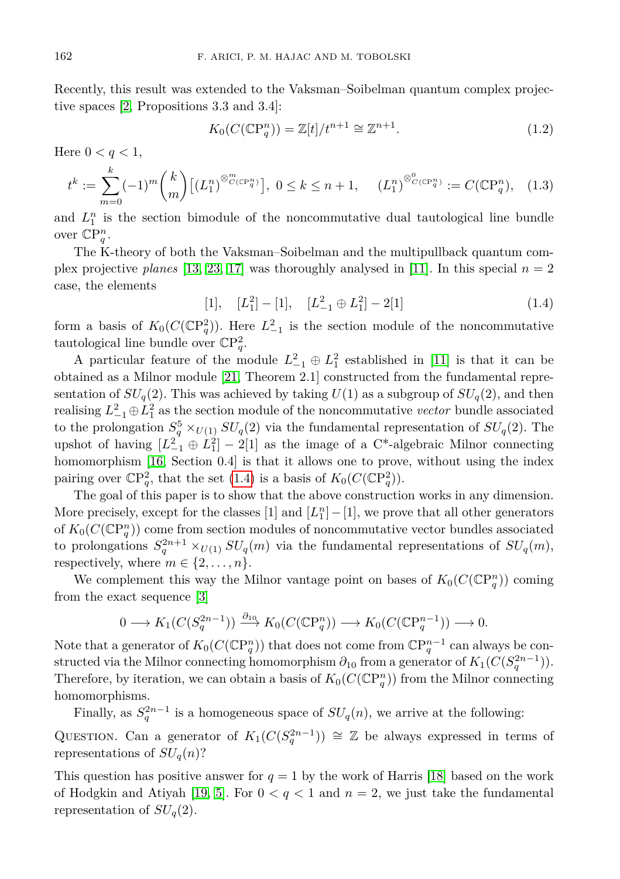Recently, this result was extended to the Vaksman–Soibelman quantum complex projective spaces [2, Propositions 3.3 and 3.4]:

$$K_0(C(\mathbb{C}\mathrm{P}^n_q)) = \mathbb{Z}[t]/t^{n+1} \cong \mathbb{Z}^{n+1}. \tag{1.2}$$

Here $0 < q < 1$,

$$t^k := \sum_{m=0}^{k} (-1)^m \binom{k}{m} \left[ (L_1^n)^{\otimes^m_{C(\mathbb{C}\mathrm{P}^n_q)}} \right],\ 0 \leq k \leq n+1, \qquad (L_1^n)^{\otimes^0_{C(\mathbb{C}\mathrm{P}^n_q)}} := C(\mathbb{C}\mathrm{P}^n_q), \tag{1.3}$$

and $L_1^n$ is the section bimodule of the noncommutative dual tautological line bundle over $\mathbb{C}\mathrm{P}^n_q$.

The K-theory of both the Vaksman–Soibelman and the multipullback quantum complex projective *planes* [13, 23, 17] was thoroughly analysed in [11]. In this special $n = 2$ case, the elements

$$[1], \quad [L_1^2] - [1], \quad [L_{-1}^2 \oplus L_1^2] - 2[1] \tag{1.4}$$

form a basis of $K_0(C(\mathbb{C}\mathrm{P}^2_q))$. Here $L_{-1}^2$ is the section module of the noncommutative tautological line bundle over $\mathbb{C}\mathrm{P}^2_q$.

A particular feature of the module $L_{-1}^2 \oplus L_1^2$ established in [11] is that it can be obtained as a Milnor module [21, Theorem 2.1] constructed from the fundamental representation of $SU_q(2)$. This was achieved by taking $U(1)$ as a subgroup of $SU_q(2)$, and then realising $L_{-1}^2 \oplus L_1^2$ as the section module of the noncommutative *vector* bundle associated to the prolongation $S_q^5 \times_{U(1)} SU_q(2)$ via the fundamental representation of $SU_q(2)$. The upshot of having $[L_{-1}^2 \oplus L_1^2] - 2[1]$ as the image of a C*-algebraic Milnor connecting homomorphism [16, Section 0.4] is that it allows one to prove, without using the index pairing over $\mathbb{C}\mathrm{P}^2_q$, that the set (1.4) is a basis of $K_0(C(\mathbb{C}\mathrm{P}^2_q))$.

The goal of this paper is to show that the above construction works in any dimension. More precisely, except for the classes $[1]$ and $[L_1^n] - [1]$, we prove that all other generators of $K_0(C(\mathbb{C}\mathrm{P}^n_q))$ come from section modules of noncommutative vector bundles associated to prolongations $S_q^{2n+1} \times_{U(1)} SU_q(m)$ via the fundamental representations of $SU_q(m)$, respectively, where $m \in \{2, \ldots, n\}$.

We complement this way the Milnor vantage point on bases of $K_0(C(\mathbb{C}\mathrm{P}^n_q))$ coming from the exact sequence [3]

$$0 \longrightarrow K_1(C(S_q^{2n-1})) \xrightarrow{\partial_{10}} K_0(C(\mathbb{C}\mathrm{P}^n_q)) \longrightarrow K_0(C(\mathbb{C}\mathrm{P}^{n-1}_q)) \longrightarrow 0.$$

Note that a generator of $K_0(C(\mathbb{C}\mathrm{P}^n_q))$ that does not come from $\mathbb{C}\mathrm{P}^{n-1}_q$ can always be constructed via the Milnor connecting homomorphism $\partial_{10}$ from a generator of $K_1(C(S_q^{2n-1}))$. Therefore, by iteration, we can obtain a basis of $K_0(C(\mathbb{C}\mathrm{P}^n_q))$ from the Milnor connecting homomorphisms.

Finally, as $S_q^{2n-1}$ is a homogeneous space of $SU_q(n)$, we arrive at the following:

Question. Can a generator of $K_1(C(S_q^{2n-1})) \cong \mathbb{Z}$ be always expressed in terms of representations of $SU_q(n)$?

This question has positive answer for $q = 1$ by the work of Harris [18] based on the work of Hodgkin and Atiyah [19, 5]. For $0 < q < 1$ and $n = 2$, we just take the fundamental representation of $SU_q(2)$.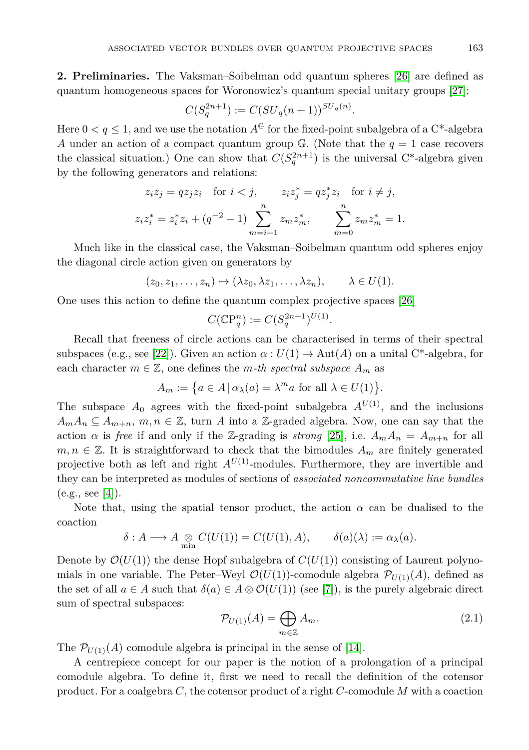**2. Preliminaries.** The Vaksman–Soibelman odd quantum spheres [26] are defined as quantum homogeneous spaces for Woronowicz's quantum special unitary groups [27]:

$$C(S_q^{2n+1}) := C(SU_q(n+1))^{SU_q(n)}.$$

Here $0 < q \leq 1$, and we use the notation $A^{\mathbb{G}}$ for the fixed-point subalgebra of a C*-algebra $A$ under an action of a compact quantum group $\mathbb{G}$. (Note that the $q = 1$ case recovers the classical situation.) One can show that $C(S_q^{2n+1})$ is the universal C*-algebra given by the following generators and relations:

$$z_i z_j = q z_j z_i \quad \text{for } i < j, \qquad z_i z_j^* = q z_j^* z_i \quad \text{for } i \neq j,$$

$$z_i z_i^* = z_i^* z_i + (q^{-2} - 1) \sum_{m=i+1}^{n} z_m z_m^*, \qquad \sum_{m=0}^{n} z_m z_m^* = 1.$$

Much like in the classical case, the Vaksman–Soibelman quantum odd spheres enjoy the diagonal circle action given on generators by

$$(z_0, z_1, \ldots, z_n) \mapsto (\lambda z_0, \lambda z_1, \ldots, \lambda z_n), \qquad \lambda \in U(1).$$

One uses this action to define the quantum complex projective spaces [26]

$$C(\mathbb{C}\mathrm{P}_q^n) := C(S_q^{2n+1})^{U(1)}.$$

Recall that freeness of circle actions can be characterised in terms of their spectral subspaces (e.g., see [22]). Given an action $\alpha : U(1) \to \mathrm{Aut}(A)$ on a unital C*-algebra, for each character $m \in \mathbb{Z}$, one defines the *$m$-th spectral subspace* $A_m$ as

$$A_m := \left\{ a \in A \,|\, \alpha_\lambda(a) = \lambda^m a \text{ for all } \lambda \in U(1) \right\}.$$

The subspace $A_0$ agrees with the fixed-point subalgebra $A^{U(1)}$, and the inclusions $A_m A_n \subseteq A_{m+n}$, $m, n \in \mathbb{Z}$, turn $A$ into a $\mathbb{Z}$-graded algebra. Now, one can say that the action $\alpha$ is *free* if and only if the $\mathbb{Z}$-grading is *strong* [25], i.e. $A_m A_n = A_{m+n}$ for all $m, n \in \mathbb{Z}$. It is straightforward to check that the bimodules $A_m$ are finitely generated projective both as left and right $A^{U(1)}$-modules. Furthermore, they are invertible and they can be interpreted as modules of sections of *associated noncommutative line bundles* (e.g., see [4]).

Note that, using the spatial tensor product, the action $\alpha$ can be dualised to the coaction

$$\delta : A \longrightarrow A \underset{\min}{\otimes} C(U(1)) = C(U(1), A), \qquad \delta(a)(\lambda) := \alpha_\lambda(a).$$

Denote by $\mathcal{O}(U(1))$ the dense Hopf subalgebra of $C(U(1))$ consisting of Laurent polynomials in one variable. The Peter–Weyl $\mathcal{O}(U(1))$-comodule algebra $\mathcal{P}_{U(1)}(A)$, defined as the set of all $a \in A$ such that $\delta(a) \in A \otimes \mathcal{O}(U(1))$ (see [7]), is the purely algebraic direct sum of spectral subspaces:

$$\mathcal{P}_{U(1)}(A) = \bigoplus_{m \in \mathbb{Z}} A_m. \tag{2.1}$$

The $\mathcal{P}_{U(1)}(A)$ comodule algebra is principal in the sense of [14].

A centrepiece concept for our paper is the notion of a prolongation of a principal comodule algebra. To define it, first we need to recall the definition of the cotensor product. For a coalgebra $C$, the cotensor product of a right $C$-comodule $M$ with a coaction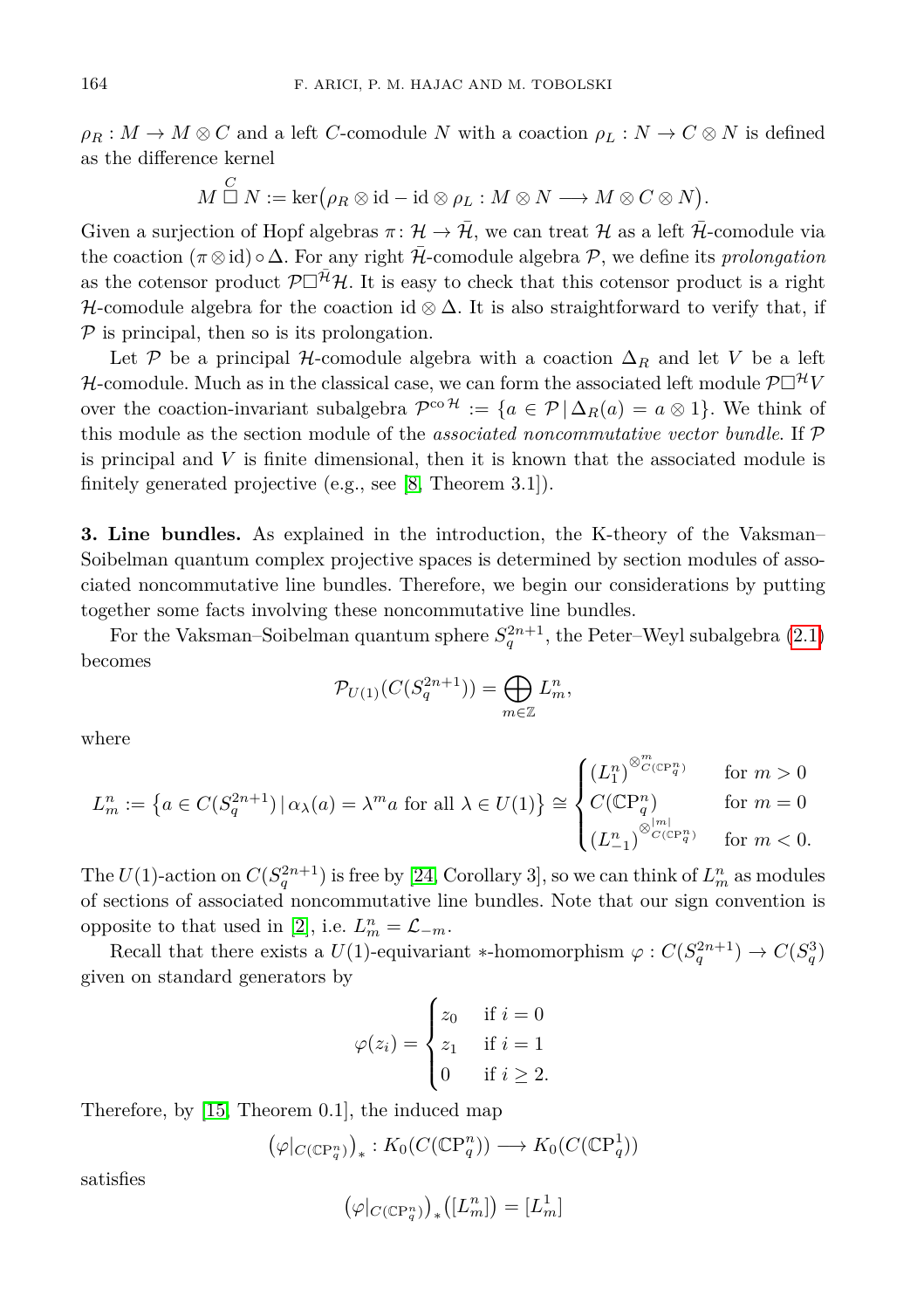$\rho_R : M \to M \otimes C$ and a left $C$-comodule $N$ with a coaction $\rho_L : N \to C \otimes N$ is defined as the difference kernel

$$M \overset{C}{\Box} N := \ker\big(\rho_R \otimes \mathrm{id} - \mathrm{id} \otimes \rho_L : M \otimes N \longrightarrow M \otimes C \otimes N\big).$$

Given a surjection of Hopf algebras $\pi\colon \mathcal{H} \to \bar{\mathcal{H}}$, we can treat $\mathcal{H}$ as a left $\bar{\mathcal{H}}$-comodule via the coaction $(\pi \otimes \mathrm{id}) \circ \Delta$. For any right $\bar{\mathcal{H}}$-comodule algebra $\mathcal{P}$, we define its *prolongation* as the cotensor product $\mathcal{P}\Box^{\bar{\mathcal{H}}}\mathcal{H}$. It is easy to check that this cotensor product is a right $\mathcal{H}$-comodule algebra for the coaction $\mathrm{id} \otimes \Delta$. It is also straightforward to verify that, if $\mathcal{P}$ is principal, then so is its prolongation.

Let $\mathcal{P}$ be a principal $\mathcal{H}$-comodule algebra with a coaction $\Delta_R$ and let $V$ be a left $\mathcal{H}$-comodule. Much as in the classical case, we can form the associated left module $\mathcal{P}\Box^{\mathcal{H}}V$ over the coaction-invariant subalgebra $\mathcal{P}^{\mathrm{co}\,\mathcal{H}} := \{a \in \mathcal{P} \,|\, \Delta_R(a) = a \otimes 1\}$. We think of this module as the section module of the *associated noncommutative vector bundle*. If $\mathcal{P}$ is principal and $V$ is finite dimensional, then it is known that the associated module is finitely generated projective (e.g., see [8, Theorem 3.1]).

**3. Line bundles.** As explained in the introduction, the K-theory of the Vaksman–Soibelman quantum complex projective spaces is determined by section modules of associated noncommutative line bundles. Therefore, we begin our considerations by putting together some facts involving these noncommutative line bundles.

For the Vaksman–Soibelman quantum sphere $S_q^{2n+1}$, the Peter–Weyl subalgebra (2.1) becomes

$$\mathcal{P}_{U(1)}(C(S_q^{2n+1})) = \bigoplus_{m\in\mathbb{Z}} L_m^n,$$

where

$$L_m^n := \big\{a \in C(S_q^{2n+1}) \,|\, \alpha_\lambda(a) = \lambda^m a \text{ for all } \lambda \in U(1)\big\} \cong \begin{cases} (L_1^n)^{\otimes^m_{C(\mathbb{C}\mathrm{P}_q^n)}} & \text{for } m > 0 \\ C(\mathbb{C}\mathrm{P}_q^n) & \text{for } m = 0 \\ (L_{-1}^n)^{\otimes^{|m|}_{C(\mathbb{C}\mathrm{P}_q^n)}} & \text{for } m < 0. \end{cases}$$

The $U(1)$-action on $C(S_q^{2n+1})$ is free by [24, Corollary 3], so we can think of $L_m^n$ as modules of sections of associated noncommutative line bundles. Note that our sign convention is opposite to that used in [2], i.e. $L_m^n = \mathcal{L}_{-m}$.

Recall that there exists a $U(1)$-equivariant $*$-homomorphism $\varphi : C(S_q^{2n+1}) \to C(S_q^3)$ given on standard generators by

$$\varphi(z_i) = \begin{cases} z_0 & \text{if } i = 0 \\ z_1 & \text{if } i = 1 \\ 0 & \text{if } i \geq 2. \end{cases}$$

Therefore, by [15, Theorem 0.1], the induced map

$$\big(\varphi|_{C(\mathbb{C}\mathrm{P}_q^n)}\big)_* : K_0(C(\mathbb{C}\mathrm{P}_q^n)) \longrightarrow K_0(C(\mathbb{C}\mathrm{P}_q^1))$$

satisfies

$$\big(\varphi|_{C(\mathbb{C}\mathrm{P}_q^n)}\big)_*\big([L_m^n]\big) = [L_m^1]$$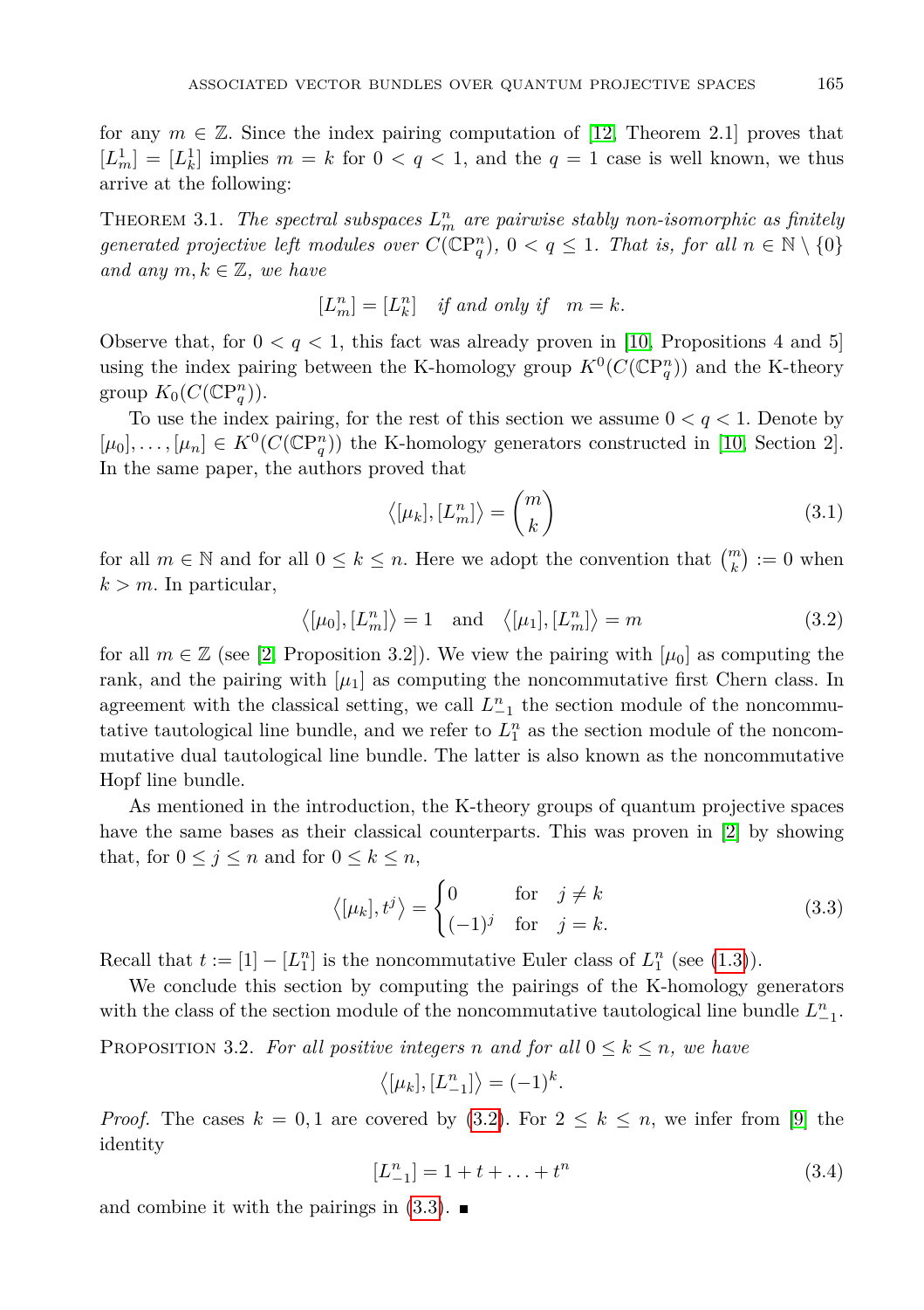for any $m \in \mathbb{Z}$. Since the index pairing computation of [12, Theorem 2.1] proves that $[L^1_m] = [L^1_k]$ implies $m = k$ for $0 < q < 1$, and the $q = 1$ case is well known, we thus arrive at the following:

THEOREM 3.1. *The spectral subspaces $L^n_m$ are pairwise stably non-isomorphic as finitely generated projective left modules over $C(\mathbb{C}\mathrm{P}^n_q)$, $0 < q \leq 1$. That is, for all $n \in \mathbb{N} \setminus \{0\}$ and any $m, k \in \mathbb{Z}$, we have*

$$[L^n_m] = [L^n_k] \quad \textit{if and only if} \quad m = k.$$

Observe that, for $0 < q < 1$, this fact was already proven in [10, Propositions 4 and 5] using the index pairing between the K-homology group $K^0(C(\mathbb{C}\mathrm{P}^n_q))$ and the K-theory group $K_0(C(\mathbb{C}\mathrm{P}^n_q))$.

To use the index pairing, for the rest of this section we assume $0 < q < 1$. Denote by $[\mu_0], \ldots, [\mu_n] \in K^0(C(\mathbb{C}\mathrm{P}^n_q))$ the K-homology generators constructed in [10, Section 2]. In the same paper, the authors proved that

$$\big\langle [\mu_k], [L^n_m] \big\rangle = \binom{m}{k} \tag{3.1}$$

for all $m \in \mathbb{N}$ and for all $0 \leq k \leq n$. Here we adopt the convention that $\binom{m}{k} := 0$ when $k > m$. In particular,

$$\big\langle [\mu_0], [L^n_m] \big\rangle = 1 \quad \text{and} \quad \big\langle [\mu_1], [L^n_m] \big\rangle = m \tag{3.2}$$

for all $m \in \mathbb{Z}$ (see [2, Proposition 3.2]). We view the pairing with $[\mu_0]$ as computing the rank, and the pairing with $[\mu_1]$ as computing the noncommutative first Chern class. In agreement with the classical setting, we call $L^n_{-1}$ the section module of the noncommutative tautological line bundle, and we refer to $L^n_1$ as the section module of the noncommutative dual tautological line bundle. The latter is also known as the noncommutative Hopf line bundle.

As mentioned in the introduction, the K-theory groups of quantum projective spaces have the same bases as their classical counterparts. This was proven in [2] by showing that, for $0 \leq j \leq n$ and for $0 \leq k \leq n$,

$$\big\langle [\mu_k], t^j \big\rangle = \begin{cases} 0 & \text{for} \quad j \neq k \\ (-1)^j & \text{for} \quad j = k. \end{cases} \tag{3.3}$$

Recall that $t := [1] - [L^n_1]$ is the noncommutative Euler class of $L^n_1$ (see (1.3)).

We conclude this section by computing the pairings of the K-homology generators with the class of the section module of the noncommutative tautological line bundle $L^n_{-1}$.

PROPOSITION 3.2. *For all positive integers $n$ and for all $0 \leq k \leq n$, we have*

$$\big\langle [\mu_k], [L^n_{-1}] \big\rangle = (-1)^k.$$

*Proof.* The cases $k = 0, 1$ are covered by (3.2). For $2 \leq k \leq n$, we infer from [9] the identity

$$[L^n_{-1}] = 1 + t + \ldots + t^n \tag{3.4}$$

and combine it with the pairings in (3.3). ∎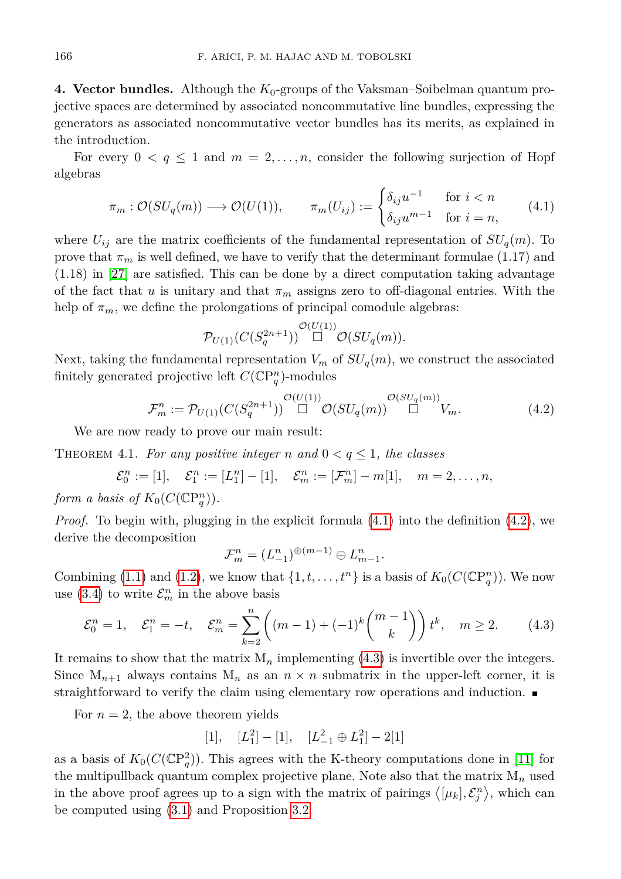**4. Vector bundles.** Although the $K_0$-groups of the Vaksman–Soibelman quantum projective spaces are determined by associated noncommutative line bundles, expressing the generators as associated noncommutative vector bundles has its merits, as explained in the introduction.

For every $0 < q \leq 1$ and $m = 2, \ldots, n$, consider the following surjection of Hopf algebras

$$\pi_m : \mathcal{O}(SU_q(m)) \longrightarrow \mathcal{O}(U(1)), \qquad \pi_m(U_{ij}) := \begin{cases} \delta_{ij} u^{-1} & \text{for } i < n \\ \delta_{ij} u^{m-1} & \text{for } i = n, \end{cases} \tag{4.1}$$

where $U_{ij}$ are the matrix coefficients of the fundamental representation of $SU_q(m)$. To prove that $\pi_m$ is well defined, we have to verify that the determinant formulae (1.17) and (1.18) in [27] are satisfied. This can be done by a direct computation taking advantage of the fact that $u$ is unitary and that $\pi_m$ assigns zero to off-diagonal entries. With the help of $\pi_m$, we define the prolongations of principal comodule algebras:

$$\mathcal{P}_{U(1)}(C(S_q^{2n+1})) \overset{\mathcal{O}(U(1))}{\square} \mathcal{O}(SU_q(m)).$$

Next, taking the fundamental representation $V_m$ of $SU_q(m)$, we construct the associated finitely generated projective left $C(\mathbb{C}\mathrm{P}_q^n)$-modules

$$\mathcal{F}_m^n := \mathcal{P}_{U(1)}(C(S_q^{2n+1})) \overset{\mathcal{O}(U(1))}{\square} \mathcal{O}(SU_q(m)) \overset{\mathcal{O}(SU_q(m))}{\square} V_m. \tag{4.2}$$

We are now ready to prove our main result:

Theorem 4.1. *For any positive integer $n$ and $0 < q \leq 1$, the classes*

$$\mathcal{E}_0^n := [1], \quad \mathcal{E}_1^n := [L_1^n] - [1], \quad \mathcal{E}_m^n := [\mathcal{F}_m^n] - m[1], \quad m = 2, \ldots, n,$$

*form a basis of $K_0(C(\mathbb{C}\mathrm{P}_q^n))$.*

*Proof.* To begin with, plugging in the explicit formula (4.1) into the definition (4.2), we derive the decomposition

$$\mathcal{F}_m^n = (L_{-1}^n)^{\oplus(m-1)} \oplus L_{m-1}^n.$$

Combining (1.1) and (1.2), we know that $\{1, t, \ldots, t^n\}$ is a basis of $K_0(C(\mathbb{C}\mathrm{P}_q^n))$. We now use (3.4) to write $\mathcal{E}_m^n$ in the above basis

$$\mathcal{E}_0^n = 1, \quad \mathcal{E}_1^n = -t, \quad \mathcal{E}_m^n = \sum_{k=2}^{n} \left( (m-1) + (-1)^k \binom{m-1}{k} \right) t^k, \quad m \geq 2. \tag{4.3}$$

It remains to show that the matrix $\mathrm{M}_n$ implementing (4.3) is invertible over the integers. Since $\mathrm{M}_{n+1}$ always contains $\mathrm{M}_n$ as an $n \times n$ submatrix in the upper-left corner, it is straightforward to verify the claim using elementary row operations and induction. ∎

For $n = 2$, the above theorem yields

$$[1], \quad [L_1^2] - [1], \quad [L_{-1}^2 \oplus L_1^2] - 2[1]$$

as a basis of $K_0(C(\mathbb{C}\mathrm{P}_q^2))$. This agrees with the K-theory computations done in [11] for the multipullback quantum complex projective plane. Note also that the matrix $\mathrm{M}_n$ used in the above proof agrees up to a sign with the matrix of pairings $\langle [\mu_k], \mathcal{E}_j^n \rangle$, which can be computed using (3.1) and Proposition 3.2.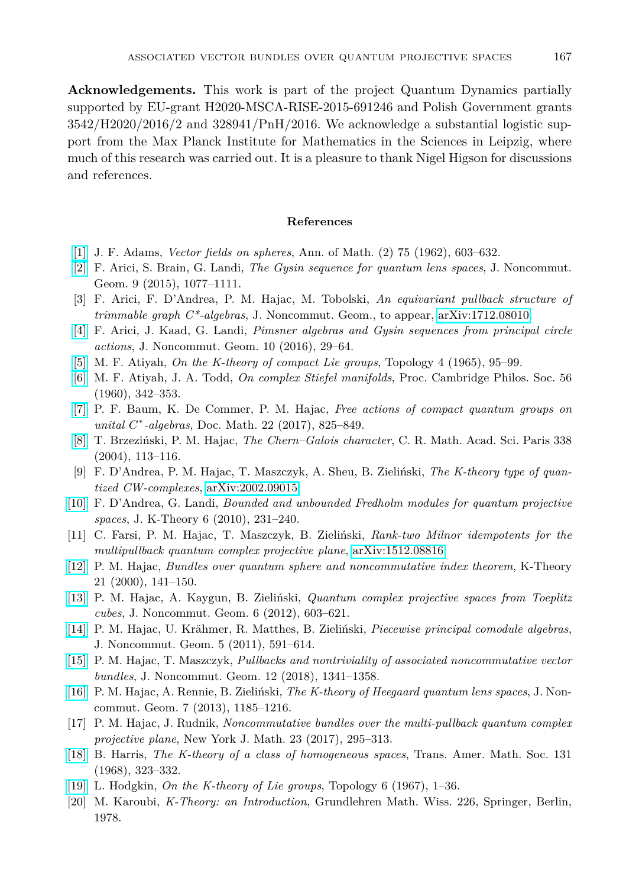**Acknowledgements.** This work is part of the project Quantum Dynamics partially supported by EU-grant H2020-MSCA-RISE-2015-691246 and Polish Government grants 3542/H2020/2016/2 and 328941/PnH/2016. We acknowledge a substantial logistic support from the Max Planck Institute for Mathematics in the Sciences in Leipzig, where much of this research was carried out. It is a pleasure to thank Nigel Higson for discussions and references.

## References

[1] J. F. Adams, *Vector fields on spheres*, Ann. of Math. (2) 75 (1962), 603–632.

[2] F. Arici, S. Brain, G. Landi, *The Gysin sequence for quantum lens spaces*, J. Noncommut. Geom. 9 (2015), 1077–1111.

[3] F. Arici, F. D'Andrea, P. M. Hajac, M. Tobolski, *An equivariant pullback structure of trimmable graph C\*-algebras*, J. Noncommut. Geom., to appear, arXiv:1712.08010.

[4] F. Arici, J. Kaad, G. Landi, *Pimsner algebras and Gysin sequences from principal circle actions*, J. Noncommut. Geom. 10 (2016), 29–64.

[5] M. F. Atiyah, *On the K-theory of compact Lie groups*, Topology 4 (1965), 95–99.

[6] M. F. Atiyah, J. A. Todd, *On complex Stiefel manifolds*, Proc. Cambridge Philos. Soc. 56 (1960), 342–353.

[7] P. F. Baum, K. De Commer, P. M. Hajac, *Free actions of compact quantum groups on unital C\*-algebras*, Doc. Math. 22 (2017), 825–849.

[8] T. Brzeziński, P. M. Hajac, *The Chern–Galois character*, C. R. Math. Acad. Sci. Paris 338 (2004), 113–116.

[9] F. D'Andrea, P. M. Hajac, T. Maszczyk, A. Sheu, B. Zieliński, *The K-theory type of quantized CW-complexes*, arXiv:2002.09015.

[10] F. D'Andrea, G. Landi, *Bounded and unbounded Fredholm modules for quantum projective spaces*, J. K-Theory 6 (2010), 231–240.

[11] C. Farsi, P. M. Hajac, T. Maszczyk, B. Zieliński, *Rank-two Milnor idempotents for the multipullback quantum complex projective plane*, arXiv:1512.08816.

[12] P. M. Hajac, *Bundles over quantum sphere and noncommutative index theorem*, K-Theory 21 (2000), 141–150.

[13] P. M. Hajac, A. Kaygun, B. Zieliński, *Quantum complex projective spaces from Toeplitz cubes*, J. Noncommut. Geom. 6 (2012), 603–621.

[14] P. M. Hajac, U. Krähmer, R. Matthes, B. Zieliński, *Piecewise principal comodule algebras*, J. Noncommut. Geom. 5 (2011), 591–614.

[15] P. M. Hajac, T. Maszczyk, *Pullbacks and nontriviality of associated noncommutative vector bundles*, J. Noncommut. Geom. 12 (2018), 1341–1358.

[16] P. M. Hajac, A. Rennie, B. Zieliński, *The K-theory of Heegaard quantum lens spaces*, J. Noncommut. Geom. 7 (2013), 1185–1216.

[17] P. M. Hajac, J. Rudnik, *Noncommutative bundles over the multi-pullback quantum complex projective plane*, New York J. Math. 23 (2017), 295–313.

[18] B. Harris, *The K-theory of a class of homogeneous spaces*, Trans. Amer. Math. Soc. 131 (1968), 323–332.

[19] L. Hodgkin, *On the K-theory of Lie groups*, Topology 6 (1967), 1–36.

[20] M. Karoubi, *K-Theory: an Introduction*, Grundlehren Math. Wiss. 226, Springer, Berlin, 1978.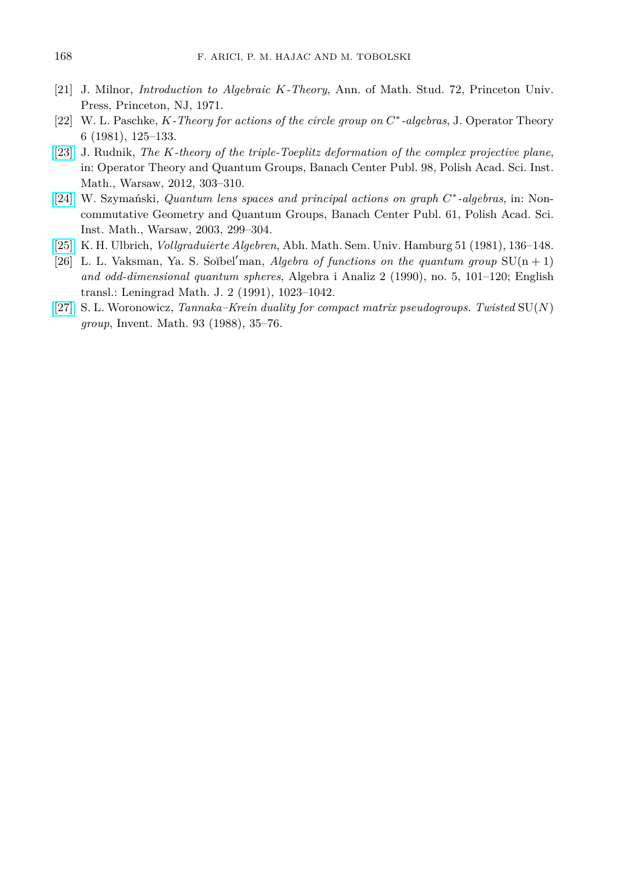[21] J. Milnor, *Introduction to Algebraic K-Theory*, Ann. of Math. Stud. 72, Princeton Univ. Press, Princeton, NJ, 1971.

[22] W. L. Paschke, *K-Theory for actions of the circle group on $C^*$-algebras*, J. Operator Theory 6 (1981), 125–133.

[23] J. Rudnik, *The K-theory of the triple-Toeplitz deformation of the complex projective plane*, in: Operator Theory and Quantum Groups, Banach Center Publ. 98, Polish Acad. Sci. Inst. Math., Warsaw, 2012, 303–310.

[24] W. Szymański, *Quantum lens spaces and principal actions on graph $C^*$-algebras*, in: Noncommutative Geometry and Quantum Groups, Banach Center Publ. 61, Polish Acad. Sci. Inst. Math., Warsaw, 2003, 299–304.

[25] K. H. Ulbrich, *Vollgraduierte Algebren*, Abh. Math. Sem. Univ. Hamburg 51 (1981), 136–148.

[26] L. L. Vaksman, Ya. S. Soĭbel′man, *Algebra of functions on the quantum group* $\mathrm{SU}(n+1)$ *and odd-dimensional quantum spheres*, Algebra i Analiz 2 (1990), no. 5, 101–120; English transl.: Leningrad Math. J. 2 (1991), 1023–1042.

[27] S. L. Woronowicz, *Tannaka–Krein duality for compact matrix pseudogroups. Twisted* $\mathrm{SU}(N)$ *group*, Invent. Math. 93 (1988), 35–76.